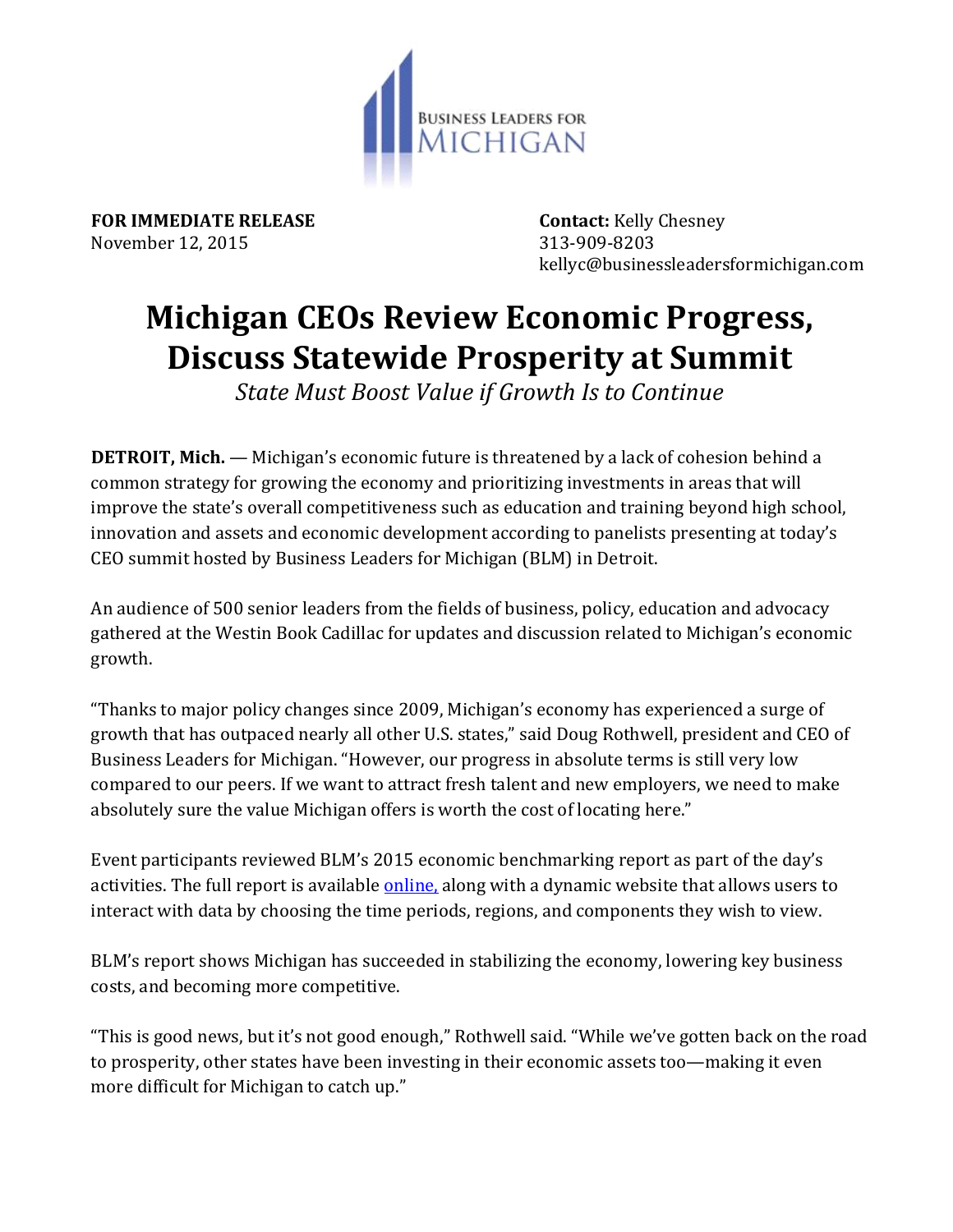BUSINESS LEADERS FOR MICHIGAN

**FOR IMMEDIATE RELEASE**
November 12, 2015

**Contact:** Kelly Chesney
313-909-8203
kellyc@businessleadersformichigan.com

# Michigan CEOs Review Economic Progress, Discuss Statewide Prosperity at Summit

*State Must Boost Value if Growth Is to Continue*

**DETROIT, Mich.** — Michigan's economic future is threatened by a lack of cohesion behind a common strategy for growing the economy and prioritizing investments in areas that will improve the state's overall competitiveness such as education and training beyond high school, innovation and assets and economic development according to panelists presenting at today's CEO summit hosted by Business Leaders for Michigan (BLM) in Detroit.

An audience of 500 senior leaders from the fields of business, policy, education and advocacy gathered at the Westin Book Cadillac for updates and discussion related to Michigan's economic growth.

"Thanks to major policy changes since 2009, Michigan's economy has experienced a surge of growth that has outpaced nearly all other U.S. states," said Doug Rothwell, president and CEO of Business Leaders for Michigan. "However, our progress in absolute terms is still very low compared to our peers. If we want to attract fresh talent and new employers, we need to make absolutely sure the value Michigan offers is worth the cost of locating here."

Event participants reviewed BLM's 2015 economic benchmarking report as part of the day's activities. The full report is available online, along with a dynamic website that allows users to interact with data by choosing the time periods, regions, and components they wish to view.

BLM's report shows Michigan has succeeded in stabilizing the economy, lowering key business costs, and becoming more competitive.

"This is good news, but it's not good enough," Rothwell said. "While we've gotten back on the road to prosperity, other states have been investing in their economic assets too—making it even more difficult for Michigan to catch up."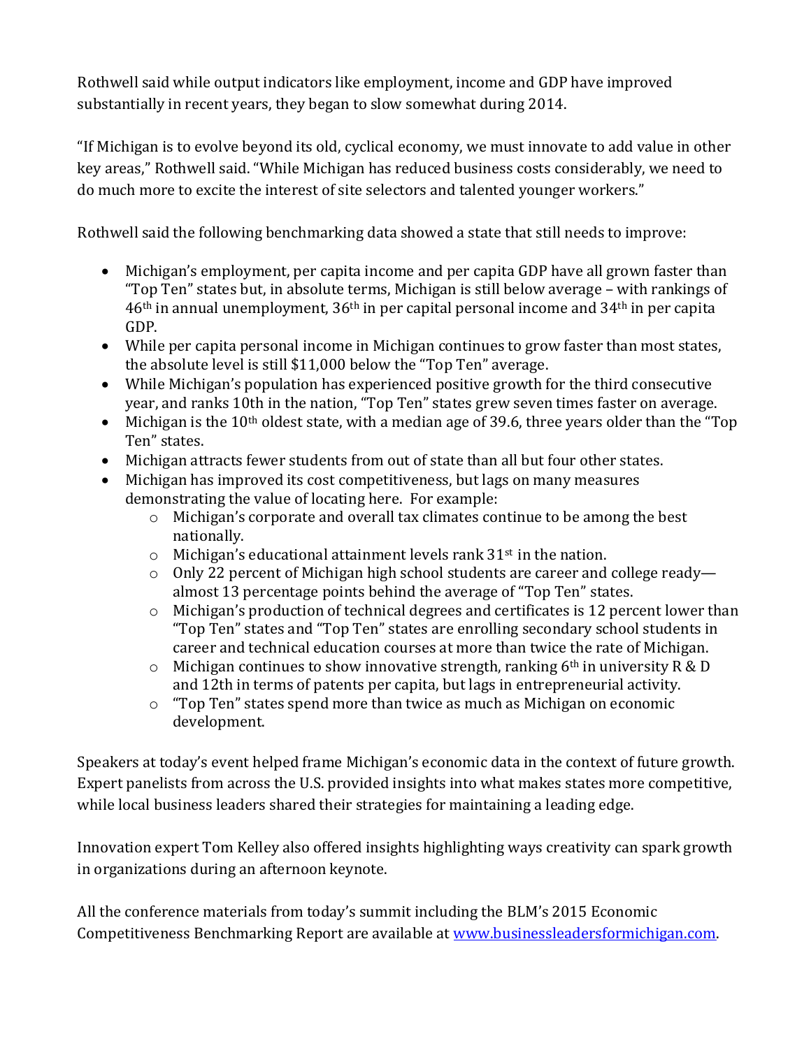Rothwell said while output indicators like employment, income and GDP have improved substantially in recent years, they began to slow somewhat during 2014.

"If Michigan is to evolve beyond its old, cyclical economy, we must innovate to add value in other key areas," Rothwell said. "While Michigan has reduced business costs considerably, we need to do much more to excite the interest of site selectors and talented younger workers."

Rothwell said the following benchmarking data showed a state that still needs to improve:

- Michigan's employment, per capita income and per capita GDP have all grown faster than "Top Ten" states but, in absolute terms, Michigan is still below average – with rankings of 46th in annual unemployment, 36th in per capital personal income and 34th in per capita GDP.
- While per capita personal income in Michigan continues to grow faster than most states, the absolute level is still $11,000 below the "Top Ten" average.
- While Michigan's population has experienced positive growth for the third consecutive year, and ranks 10th in the nation, "Top Ten" states grew seven times faster on average.
- Michigan is the 10th oldest state, with a median age of 39.6, three years older than the "Top Ten" states.
- Michigan attracts fewer students from out of state than all but four other states.
- Michigan has improved its cost competitiveness, but lags on many measures demonstrating the value of locating here. For example:
    - Michigan's corporate and overall tax climates continue to be among the best nationally.
    - Michigan's educational attainment levels rank 31st in the nation.
    - Only 22 percent of Michigan high school students are career and college ready—almost 13 percentage points behind the average of "Top Ten" states.
    - Michigan's production of technical degrees and certificates is 12 percent lower than "Top Ten" states and "Top Ten" states are enrolling secondary school students in career and technical education courses at more than twice the rate of Michigan.
    - Michigan continues to show innovative strength, ranking 6th in university R & D and 12th in terms of patents per capita, but lags in entrepreneurial activity.
    - "Top Ten" states spend more than twice as much as Michigan on economic development.

Speakers at today's event helped frame Michigan's economic data in the context of future growth. Expert panelists from across the U.S. provided insights into what makes states more competitive, while local business leaders shared their strategies for maintaining a leading edge.

Innovation expert Tom Kelley also offered insights highlighting ways creativity can spark growth in organizations during an afternoon keynote.

All the conference materials from today's summit including the BLM's 2015 Economic Competitiveness Benchmarking Report are available at [www.businessleadersformichigan.com](http://www.businessleadersformichigan.com).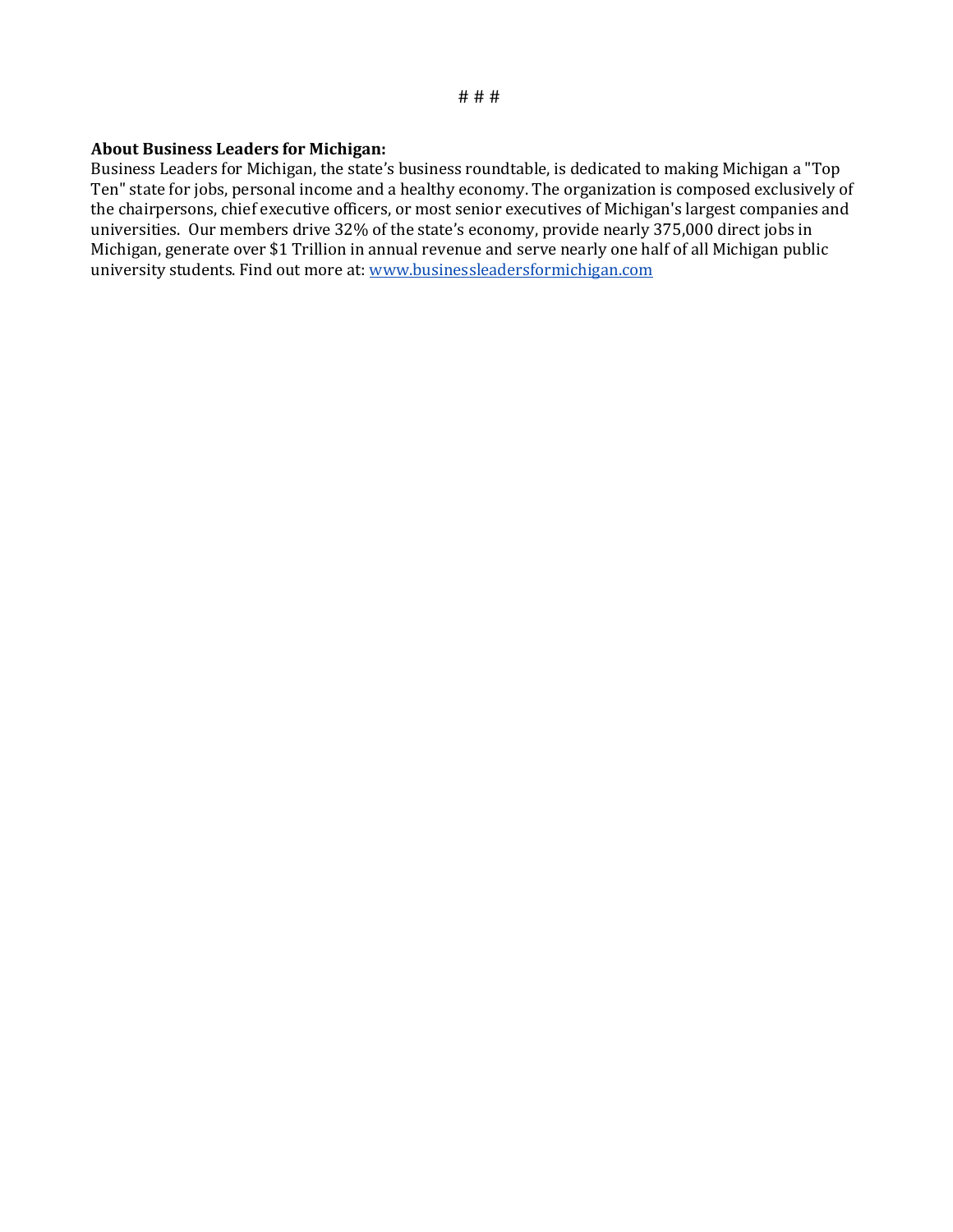# # #

**About Business Leaders for Michigan:**
Business Leaders for Michigan, the state's business roundtable, is dedicated to making Michigan a "Top Ten" state for jobs, personal income and a healthy economy. The organization is composed exclusively of the chairpersons, chief executive officers, or most senior executives of Michigan's largest companies and universities. Our members drive 32% of the state's economy, provide nearly 375,000 direct jobs in Michigan, generate over $1 Trillion in annual revenue and serve nearly one half of all Michigan public university students. Find out more at: [www.businessleadersformichigan.com](http://www.businessleadersformichigan.com)